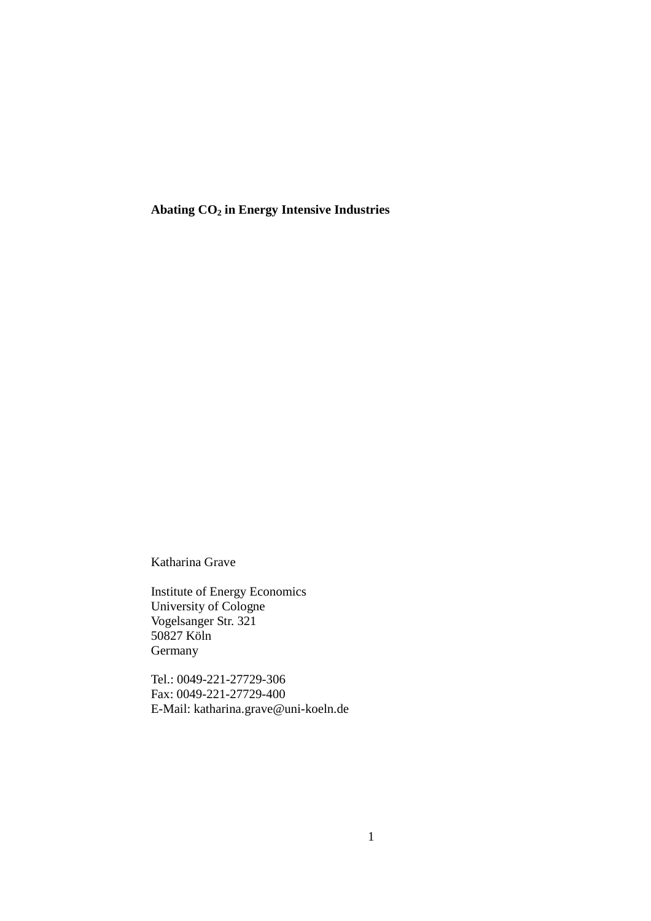# Abating $CO_2$ in Energy Intensive Industries

Katharina Grave

Institute of Energy Economics
University of Cologne
Vogelsanger Str. 321
50827 Köln
Germany

Tel.: 0049-221-27729-306
Fax: 0049-221-27729-400
E-Mail: katharina.grave@uni-koeln.de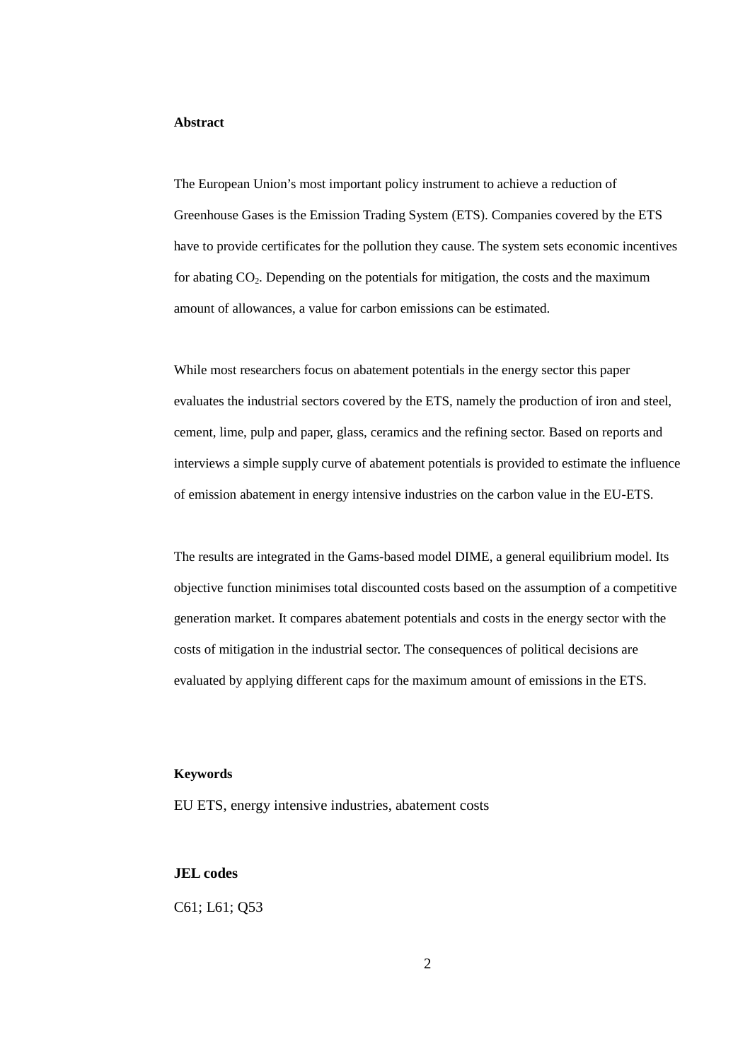**Abstract**

The European Union's most important policy instrument to achieve a reduction of Greenhouse Gases is the Emission Trading System (ETS). Companies covered by the ETS have to provide certificates for the pollution they cause. The system sets economic incentives for abating $CO_2$. Depending on the potentials for mitigation, the costs and the maximum amount of allowances, a value for carbon emissions can be estimated.

While most researchers focus on abatement potentials in the energy sector this paper evaluates the industrial sectors covered by the ETS, namely the production of iron and steel, cement, lime, pulp and paper, glass, ceramics and the refining sector. Based on reports and interviews a simple supply curve of abatement potentials is provided to estimate the influence of emission abatement in energy intensive industries on the carbon value in the EU-ETS.

The results are integrated in the Gams-based model DIME, a general equilibrium model. Its objective function minimises total discounted costs based on the assumption of a competitive generation market. It compares abatement potentials and costs in the energy sector with the costs of mitigation in the industrial sector. The consequences of political decisions are evaluated by applying different caps for the maximum amount of emissions in the ETS.

**Keywords**

EU ETS, energy intensive industries, abatement costs

**JEL codes**

C61; L61; Q53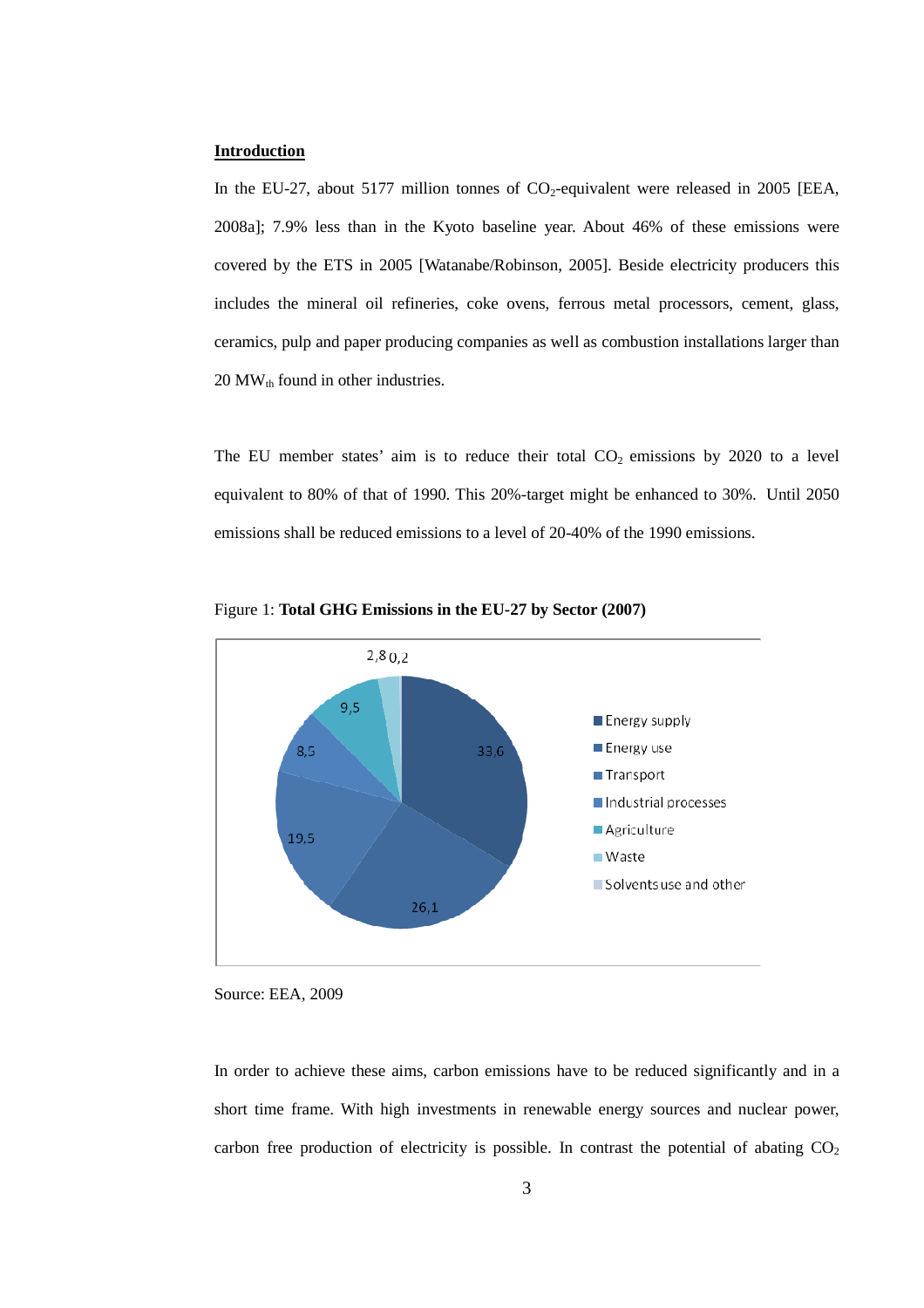**Introduction**

In the EU-27, about 5177 million tonnes of $CO_2$-equivalent were released in 2005 [EEA, 2008a]; 7.9% less than in the Kyoto baseline year. About 46% of these emissions were covered by the ETS in 2005 [Watanabe/Robinson, 2005]. Beside electricity producers this includes the mineral oil refineries, coke ovens, ferrous metal processors, cement, glass, ceramics, pulp and paper producing companies as well as combustion installations larger than 20 $MW_{th}$ found in other industries.

The EU member states' aim is to reduce their total $CO_2$ emissions by 2020 to a level equivalent to 80% of that of 1990. This 20%-target might be enhanced to 30%. Until 2050 emissions shall be reduced emissions to a level of 20-40% of the 1990 emissions.

Figure 1: **Total GHG Emissions in the EU-27 by Sector (2007)**

| Sector | Share |
|---|---|
| Energy supply | 33,6 |
| Energy use | 26,1 |
| Transport | 19,5 |
| Industrial processes | 8,5 |
| Agriculture | 9,5 |
| Waste | 2,8 |
| Solvents use and other | 0,2 |

Source: EEA, 2009

In order to achieve these aims, carbon emissions have to be reduced significantly and in a short time frame. With high investments in renewable energy sources and nuclear power, carbon free production of electricity is possible. In contrast the potential of abating $CO_2$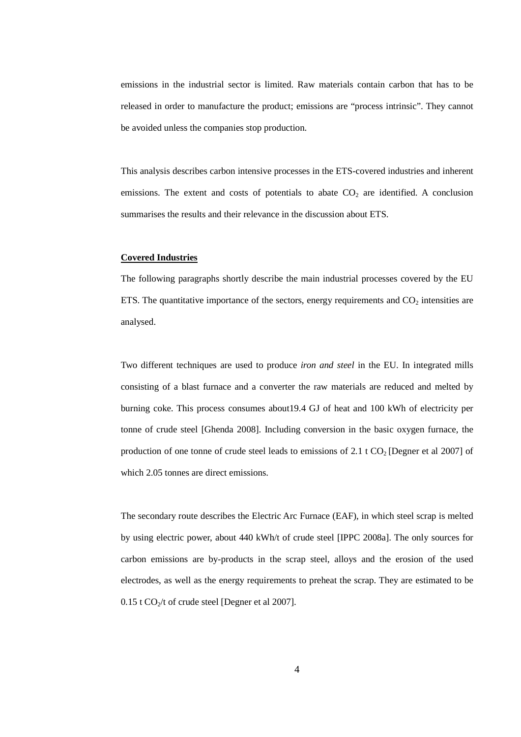emissions in the industrial sector is limited. Raw materials contain carbon that has to be released in order to manufacture the product; emissions are "process intrinsic". They cannot be avoided unless the companies stop production.

This analysis describes carbon intensive processes in the ETS-covered industries and inherent emissions. The extent and costs of potentials to abate $CO_2$ are identified. A conclusion summarises the results and their relevance in the discussion about ETS.

**Covered Industries**

The following paragraphs shortly describe the main industrial processes covered by the EU ETS. The quantitative importance of the sectors, energy requirements and $CO_2$ intensities are analysed.

Two different techniques are used to produce *iron and steel* in the EU. In integrated mills consisting of a blast furnace and a converter the raw materials are reduced and melted by burning coke. This process consumes about19.4 GJ of heat and 100 kWh of electricity per tonne of crude steel [Ghenda 2008]. Including conversion in the basic oxygen furnace, the production of one tonne of crude steel leads to emissions of 2.1 t $CO_2$ [Degner et al 2007] of which 2.05 tonnes are direct emissions.

The secondary route describes the Electric Arc Furnace (EAF), in which steel scrap is melted by using electric power, about 440 kWh/t of crude steel [IPPC 2008a]. The only sources for carbon emissions are by-products in the scrap steel, alloys and the erosion of the used electrodes, as well as the energy requirements to preheat the scrap. They are estimated to be 0.15 t $CO_2$/t of crude steel [Degner et al 2007].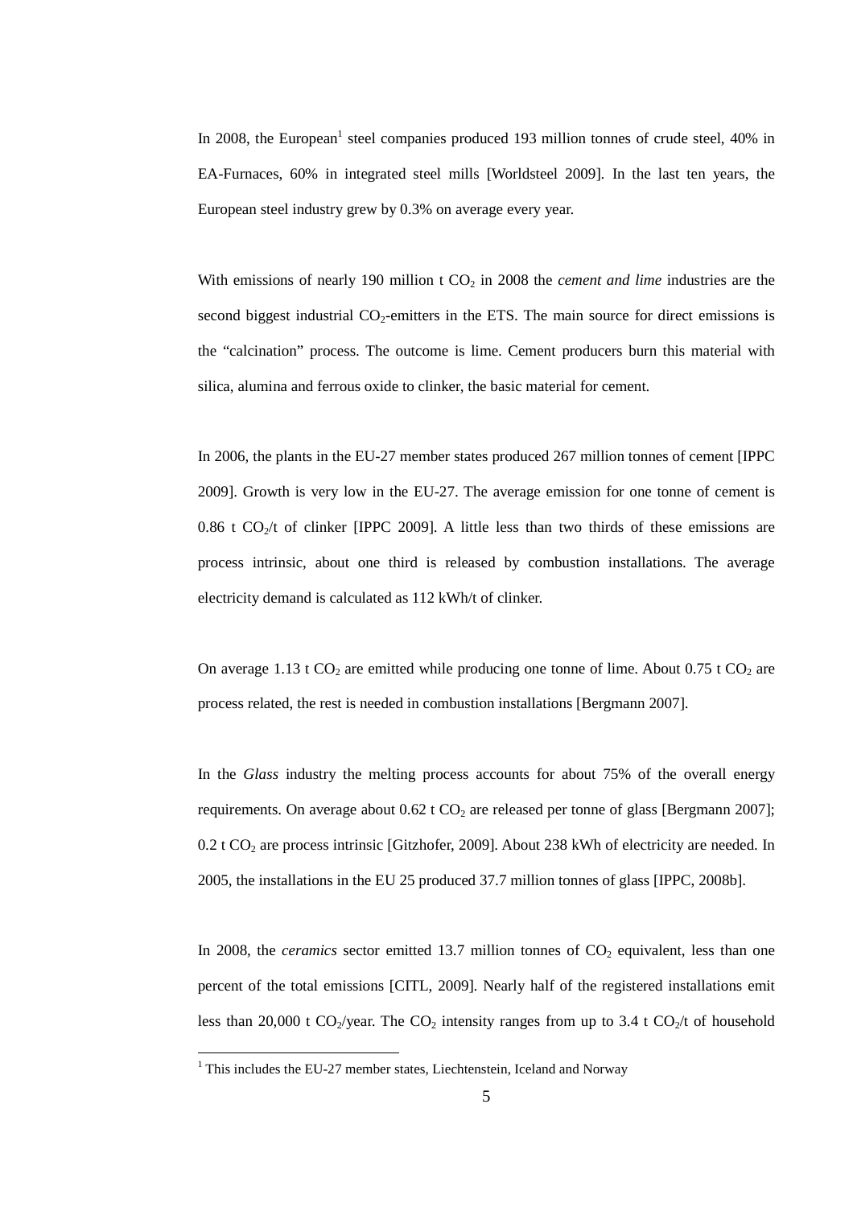In 2008, the European[1] steel companies produced 193 million tonnes of crude steel, 40% in EA-Furnaces, 60% in integrated steel mills [Worldsteel 2009]. In the last ten years, the European steel industry grew by 0.3% on average every year.

With emissions of nearly 190 million t $CO_2$ in 2008 the *cement and lime* industries are the second biggest industrial $CO_2$-emitters in the ETS. The main source for direct emissions is the "calcination" process. The outcome is lime. Cement producers burn this material with silica, alumina and ferrous oxide to clinker, the basic material for cement.

In 2006, the plants in the EU-27 member states produced 267 million tonnes of cement [IPPC 2009]. Growth is very low in the EU-27. The average emission for one tonne of cement is 0.86 t $CO_2$/t of clinker [IPPC 2009]. A little less than two thirds of these emissions are process intrinsic, about one third is released by combustion installations. The average electricity demand is calculated as 112 kWh/t of clinker.

On average 1.13 t $CO_2$ are emitted while producing one tonne of lime. About 0.75 t $CO_2$ are process related, the rest is needed in combustion installations [Bergmann 2007].

In the *Glass* industry the melting process accounts for about 75% of the overall energy requirements. On average about 0.62 t $CO_2$ are released per tonne of glass [Bergmann 2007]; 0.2 t $CO_2$ are process intrinsic [Gitzhofer, 2009]. About 238 kWh of electricity are needed. In 2005, the installations in the EU 25 produced 37.7 million tonnes of glass [IPPC, 2008b].

In 2008, the *ceramics* sector emitted 13.7 million tonnes of $CO_2$ equivalent, less than one percent of the total emissions [CITL, 2009]. Nearly half of the registered installations emit less than 20,000 t $CO_2$/year. The $CO_2$ intensity ranges from up to 3.4 t $CO_2$/t of household

[1] This includes the EU-27 member states, Liechtenstein, Iceland and Norway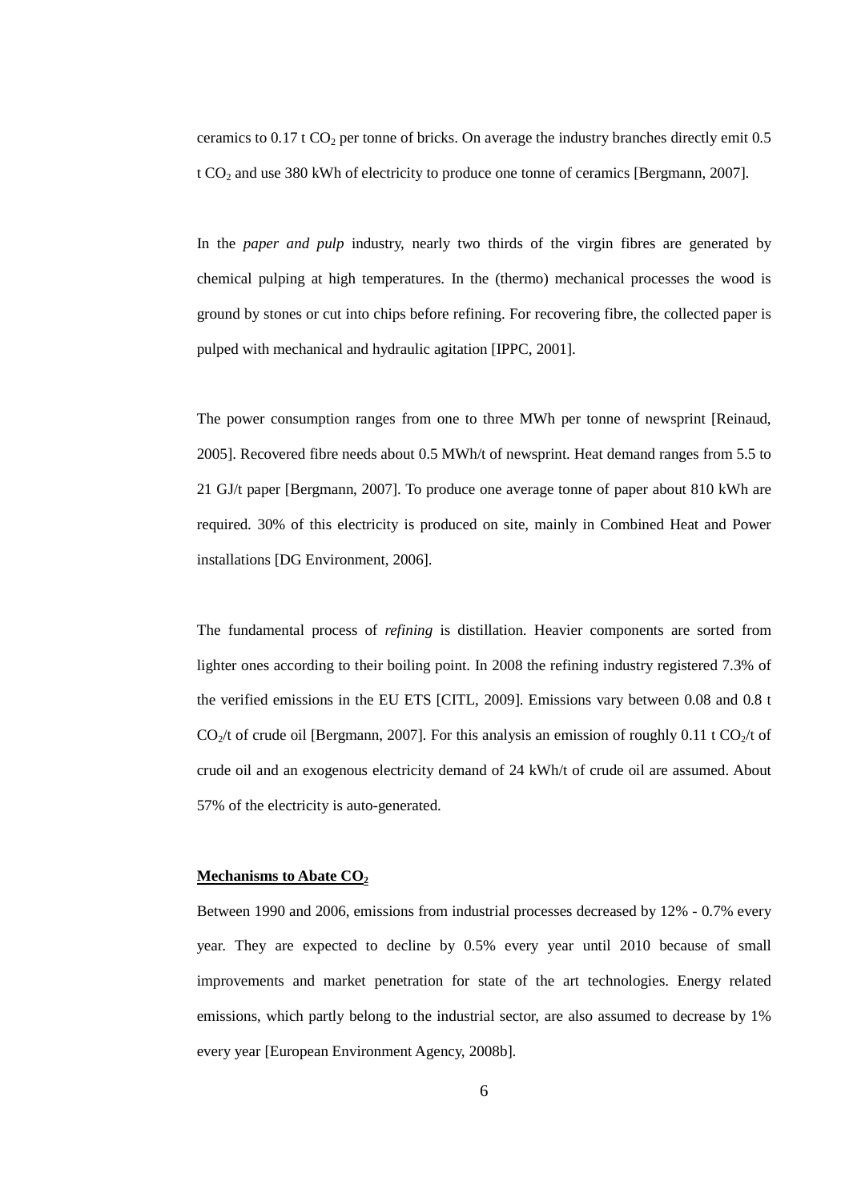ceramics to 0.17 t $CO_2$ per tonne of bricks. On average the industry branches directly emit 0.5 t $CO_2$ and use 380 kWh of electricity to produce one tonne of ceramics [Bergmann, 2007].

In the *paper and pulp* industry, nearly two thirds of the virgin fibres are generated by chemical pulping at high temperatures. In the (thermo) mechanical processes the wood is ground by stones or cut into chips before refining. For recovering fibre, the collected paper is pulped with mechanical and hydraulic agitation [IPPC, 2001].

The power consumption ranges from one to three MWh per tonne of newsprint [Reinaud, 2005]. Recovered fibre needs about 0.5 MWh/t of newsprint. Heat demand ranges from 5.5 to 21 GJ/t paper [Bergmann, 2007]. To produce one average tonne of paper about 810 kWh are required. 30% of this electricity is produced on site, mainly in Combined Heat and Power installations [DG Environment, 2006].

The fundamental process of *refining* is distillation. Heavier components are sorted from lighter ones according to their boiling point. In 2008 the refining industry registered 7.3% of the verified emissions in the EU ETS [CITL, 2009]. Emissions vary between 0.08 and 0.8 t $CO_2$/t of crude oil [Bergmann, 2007]. For this analysis an emission of roughly 0.11 t $CO_2$/t of crude oil and an exogenous electricity demand of 24 kWh/t of crude oil are assumed. About 57% of the electricity is auto-generated.

**Mechanisms to Abate $CO_2$**

Between 1990 and 2006, emissions from industrial processes decreased by 12% - 0.7% every year. They are expected to decline by 0.5% every year until 2010 because of small improvements and market penetration for state of the art technologies. Energy related emissions, which partly belong to the industrial sector, are also assumed to decrease by 1% every year [European Environment Agency, 2008b].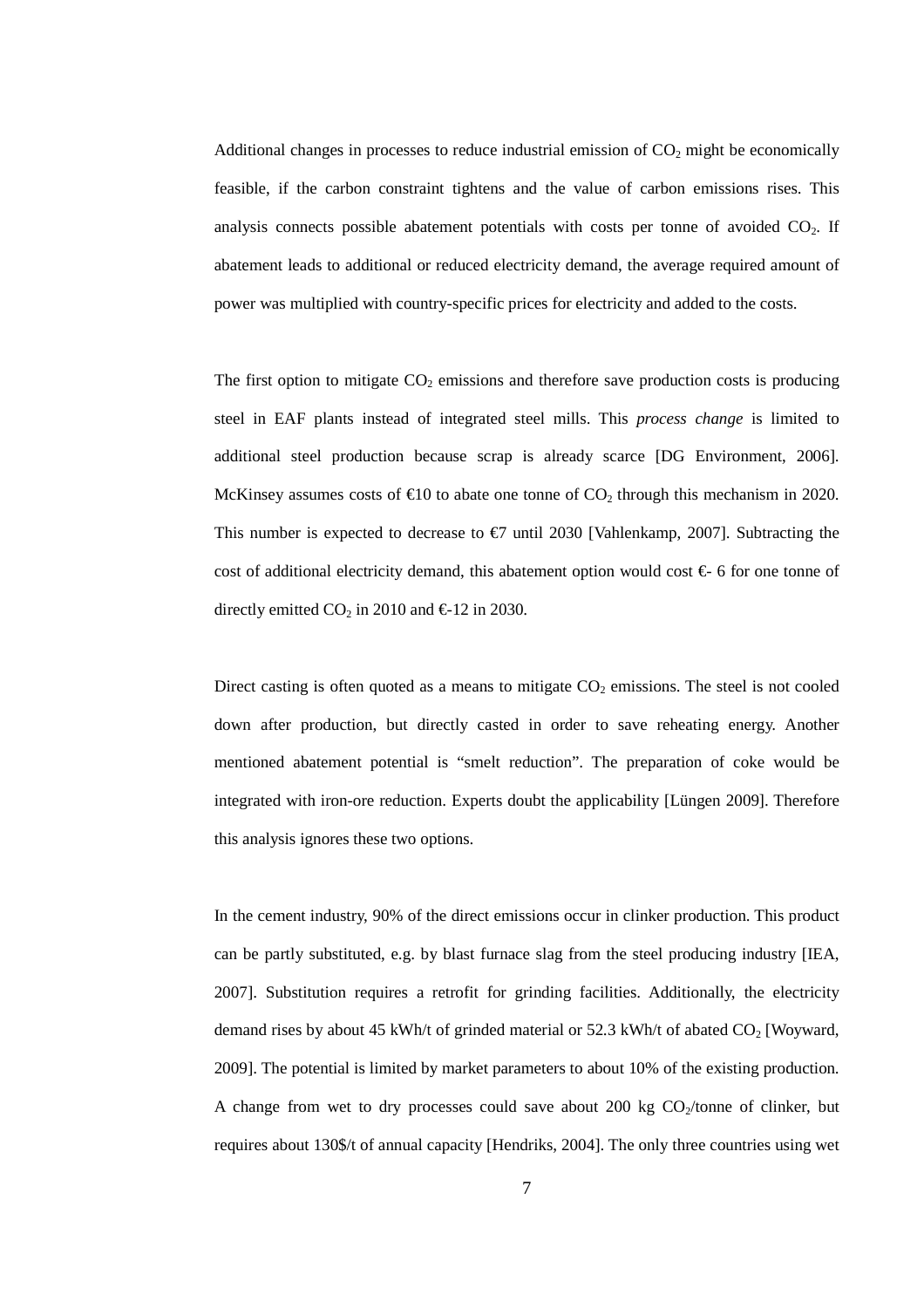Additional changes in processes to reduce industrial emission of $CO_2$ might be economically feasible, if the carbon constraint tightens and the value of carbon emissions rises. This analysis connects possible abatement potentials with costs per tonne of avoided $CO_2$. If abatement leads to additional or reduced electricity demand, the average required amount of power was multiplied with country-specific prices for electricity and added to the costs.

The first option to mitigate $CO_2$ emissions and therefore save production costs is producing steel in EAF plants instead of integrated steel mills. This *process change* is limited to additional steel production because scrap is already scarce [DG Environment, 2006]. McKinsey assumes costs of €10 to abate one tonne of $CO_2$ through this mechanism in 2020. This number is expected to decrease to €7 until 2030 [Vahlenkamp, 2007]. Subtracting the cost of additional electricity demand, this abatement option would cost €- 6 for one tonne of directly emitted $CO_2$ in 2010 and €-12 in 2030.

Direct casting is often quoted as a means to mitigate $CO_2$ emissions. The steel is not cooled down after production, but directly casted in order to save reheating energy. Another mentioned abatement potential is "smelt reduction". The preparation of coke would be integrated with iron-ore reduction. Experts doubt the applicability [Lüngen 2009]. Therefore this analysis ignores these two options.

In the cement industry, 90% of the direct emissions occur in clinker production. This product can be partly substituted, e.g. by blast furnace slag from the steel producing industry [IEA, 2007]. Substitution requires a retrofit for grinding facilities. Additionally, the electricity demand rises by about 45 kWh/t of grinded material or 52.3 kWh/t of abated $CO_2$ [Woyward, 2009]. The potential is limited by market parameters to about 10% of the existing production. A change from wet to dry processes could save about 200 kg $CO_2$/tonne of clinker, but requires about 130$/t of annual capacity [Hendriks, 2004]. The only three countries using wet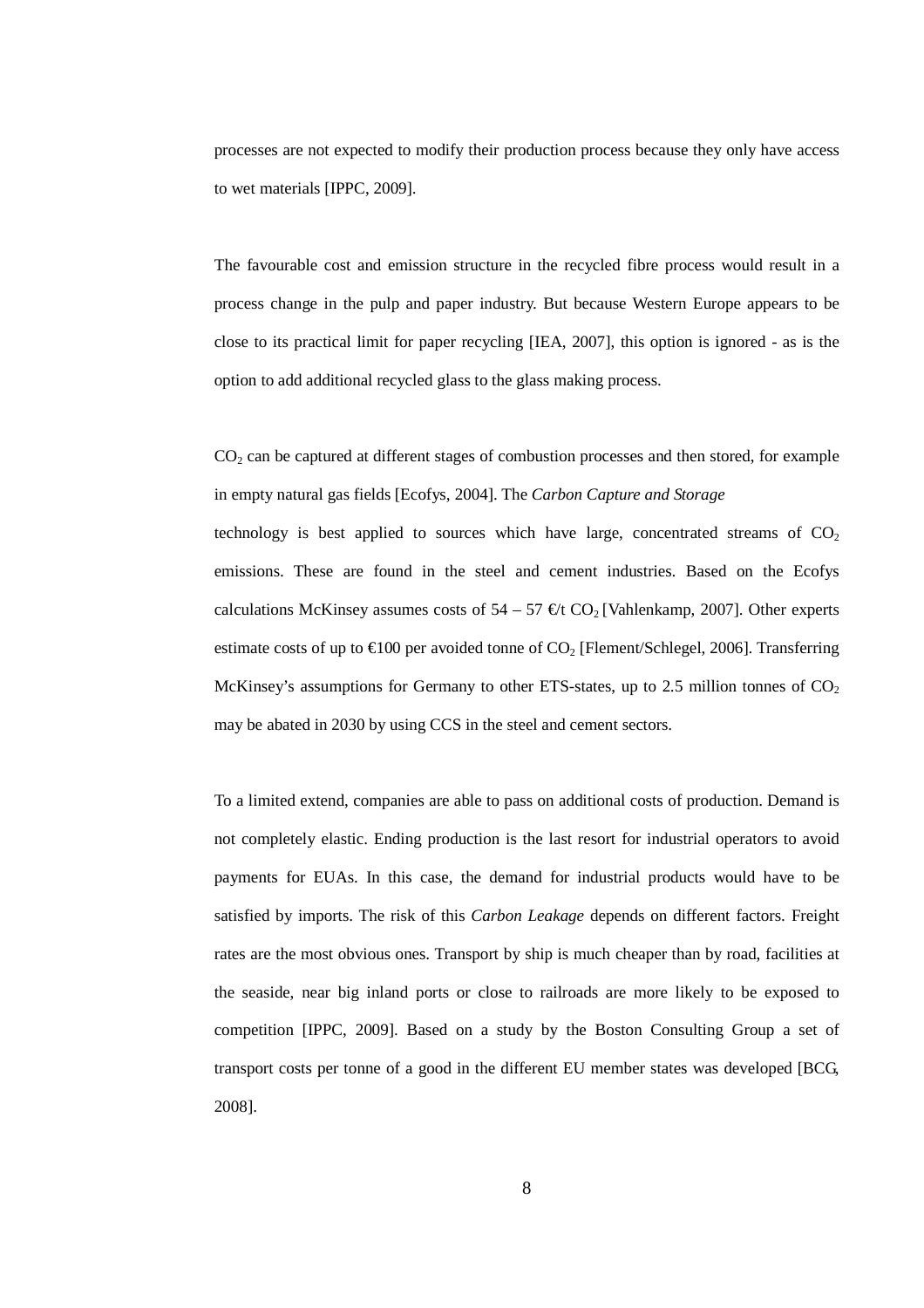processes are not expected to modify their production process because they only have access to wet materials [IPPC, 2009].

The favourable cost and emission structure in the recycled fibre process would result in a process change in the pulp and paper industry. But because Western Europe appears to be close to its practical limit for paper recycling [IEA, 2007], this option is ignored - as is the option to add additional recycled glass to the glass making process.

$CO_2$ can be captured at different stages of combustion processes and then stored, for example in empty natural gas fields [Ecofys, 2004]. The *Carbon Capture and Storage* technology is best applied to sources which have large, concentrated streams of $CO_2$ emissions. These are found in the steel and cement industries. Based on the Ecofys calculations McKinsey assumes costs of 54 – 57 €/t $CO_2$ [Vahlenkamp, 2007]. Other experts estimate costs of up to €100 per avoided tonne of $CO_2$ [Flement/Schlegel, 2006]. Transferring McKinsey's assumptions for Germany to other ETS-states, up to 2.5 million tonnes of $CO_2$ may be abated in 2030 by using CCS in the steel and cement sectors.

To a limited extend, companies are able to pass on additional costs of production. Demand is not completely elastic. Ending production is the last resort for industrial operators to avoid payments for EUAs. In this case, the demand for industrial products would have to be satisfied by imports. The risk of this *Carbon Leakage* depends on different factors. Freight rates are the most obvious ones. Transport by ship is much cheaper than by road, facilities at the seaside, near big inland ports or close to railroads are more likely to be exposed to competition [IPPC, 2009]. Based on a study by the Boston Consulting Group a set of transport costs per tonne of a good in the different EU member states was developed [BCG, 2008].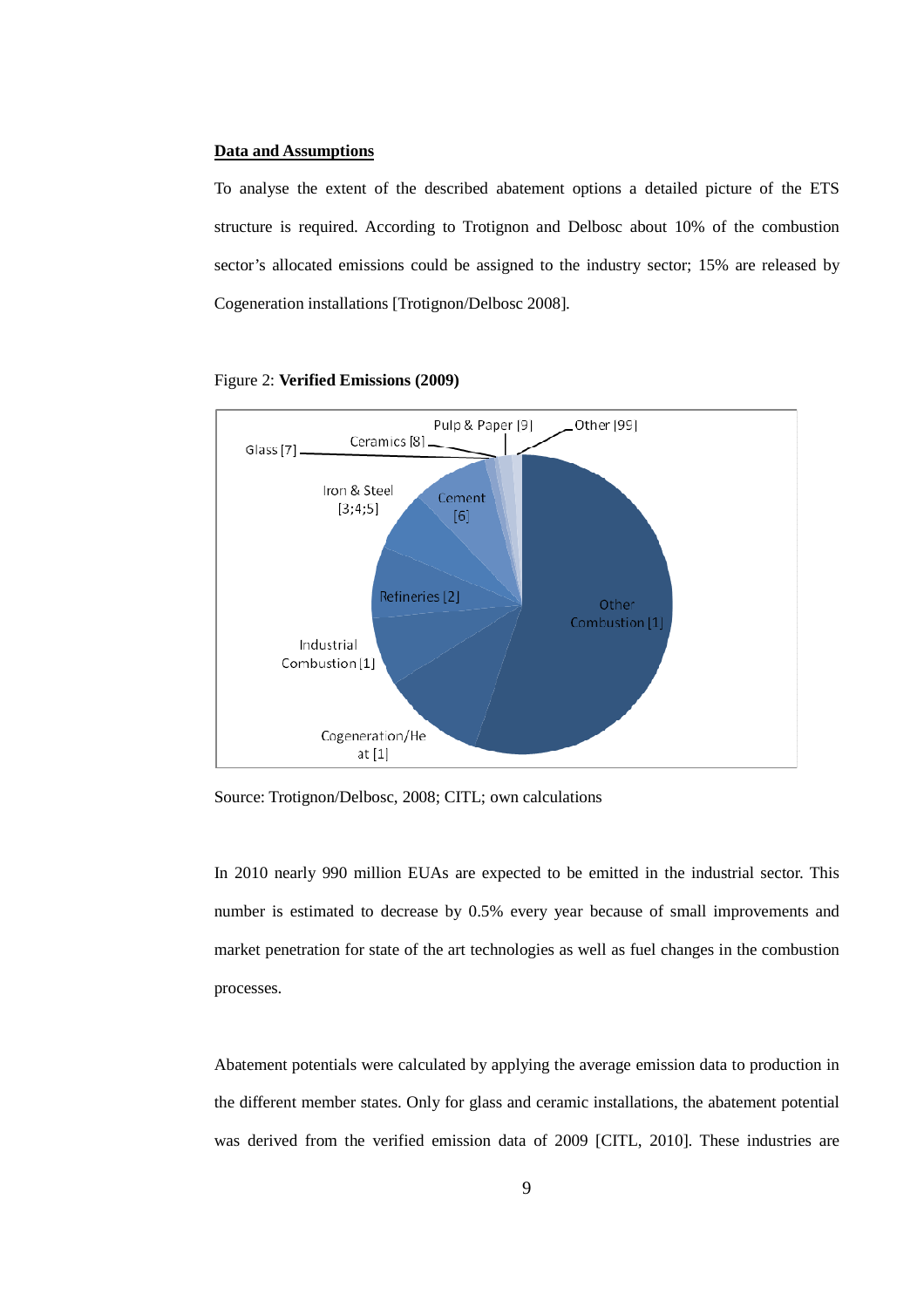**Data and Assumptions**

To analyse the extent of the described abatement options a detailed picture of the ETS structure is required. According to Trotignon and Delbosc about 10% of the combustion sector's allocated emissions could be assigned to the industry sector; 15% are released by Cogeneration installations [Trotignon/Delbosc 2008].

Figure 2: **Verified Emissions (2009)**

Source: Trotignon/Delbosc, 2008; CITL; own calculations

In 2010 nearly 990 million EUAs are expected to be emitted in the industrial sector. This number is estimated to decrease by 0.5% every year because of small improvements and market penetration for state of the art technologies as well as fuel changes in the combustion processes.

Abatement potentials were calculated by applying the average emission data to production in the different member states. Only for glass and ceramic installations, the abatement potential was derived from the verified emission data of 2009 [CITL, 2010]. These industries are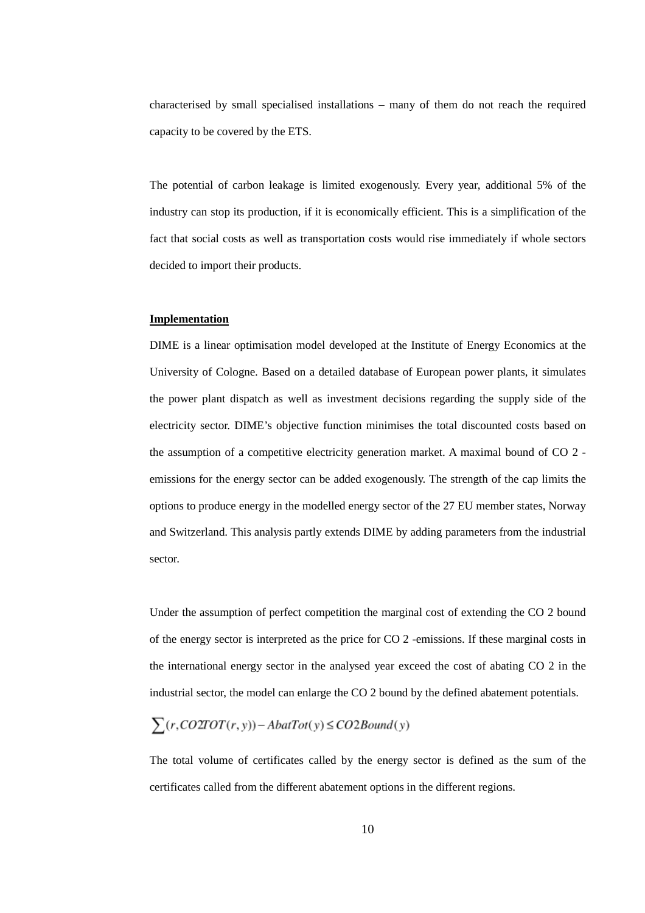characterised by small specialised installations – many of them do not reach the required capacity to be covered by the ETS.

The potential of carbon leakage is limited exogenously. Every year, additional 5% of the industry can stop its production, if it is economically efficient. This is a simplification of the fact that social costs as well as transportation costs would rise immediately if whole sectors decided to import their products.

**Implementation**

DIME is a linear optimisation model developed at the Institute of Energy Economics at the University of Cologne. Based on a detailed database of European power plants, it simulates the power plant dispatch as well as investment decisions regarding the supply side of the electricity sector. DIME's objective function minimises the total discounted costs based on the assumption of a competitive electricity generation market. A maximal bound of $CO_2$-emissions for the energy sector can be added exogenously. The strength of the cap limits the options to produce energy in the modelled energy sector of the 27 EU member states, Norway and Switzerland. This analysis partly extends DIME by adding parameters from the industrial sector.

Under the assumption of perfect competition the marginal cost of extending the $CO_2$ bound of the energy sector is interpreted as the price for $CO_2$-emissions. If these marginal costs in the international energy sector in the analysed year exceed the cost of abating $CO_2$ in the industrial sector, the model can enlarge the $CO_2$ bound by the defined abatement potentials.

$$\sum(r, CO2TOT(r,y)) - AbatTot(y) \leq CO2Bound(y)$$

The total volume of certificates called by the energy sector is defined as the sum of the certificates called from the different abatement options in the different regions.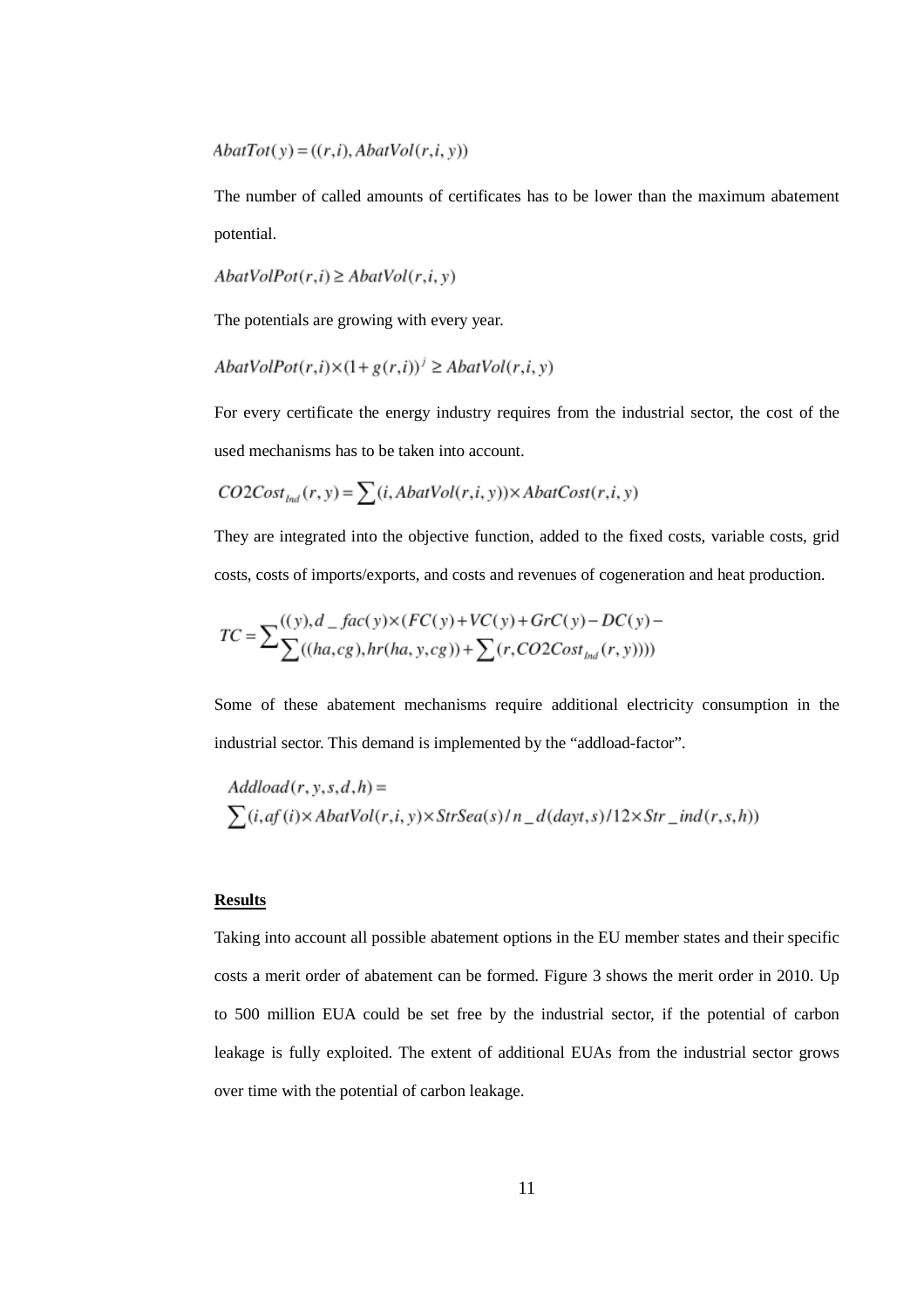$$AbatTot(y) = ((r,i), AbatVol(r,i,y))$$

The number of called amounts of certificates has to be lower than the maximum abatement potential.

$$AbatVolPot(r,i) \geq AbatVol(r,i,y)$$

The potentials are growing with every year.

$$AbatVolPot(r,i) \times (1 + g(r,i))^j \geq AbatVol(r,i,y)$$

For every certificate the energy industry requires from the industrial sector, the cost of the used mechanisms has to be taken into account.

$$CO2Cost_{Ind}(r,y) = \sum(i, AbatVol(r,i,y)) \times AbatCost(r,i,y)$$

They are integrated into the objective function, added to the fixed costs, variable costs, grid costs, costs of imports/exports, and costs and revenues of cogeneration and heat production.

$$TC = \sum \begin{matrix} ((y), d\_fac(y) \times (FC(y) + VC(y) + GrC(y) - DC(y) - \\ \sum((ha,cg), hr(ha,y,cg)) + \sum(r, CO2Cost_{Ind}(r,y)))) \end{matrix}$$

Some of these abatement mechanisms require additional electricity consumption in the industrial sector. This demand is implemented by the "addload-factor".

$$\begin{aligned} &Addload(r,y,s,d,h) = \\ &\sum(i, af(i) \times AbatVol(r,i,y) \times StrSea(s) / n\_d(dayt,s) / 12 \times Str\_ind(r,s,h)) \end{aligned}$$

**Results**

Taking into account all possible abatement options in the EU member states and their specific costs a merit order of abatement can be formed. Figure 3 shows the merit order in 2010. Up to 500 million EUA could be set free by the industrial sector, if the potential of carbon leakage is fully exploited. The extent of additional EUAs from the industrial sector grows over time with the potential of carbon leakage.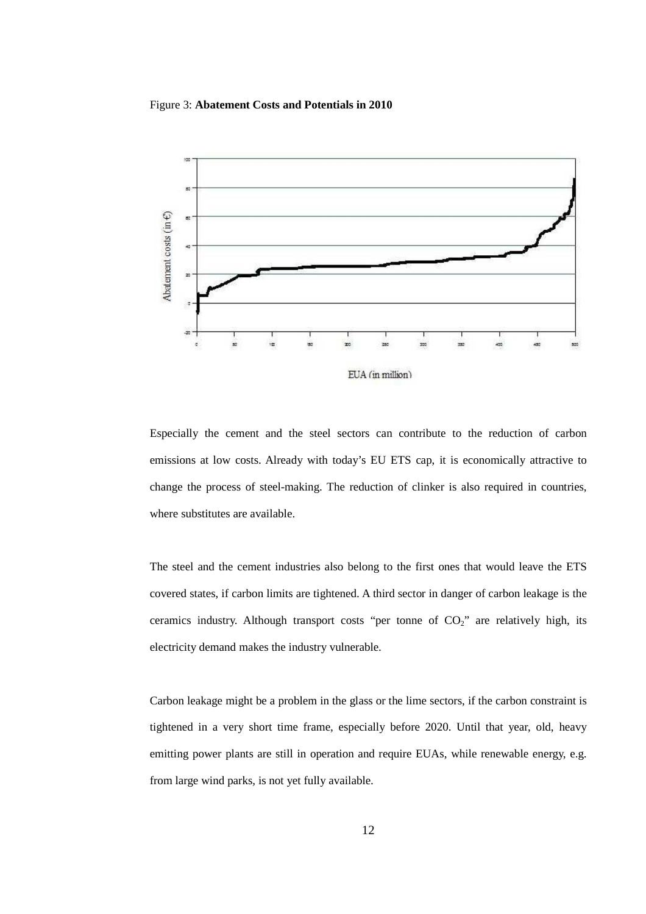Figure 3: **Abatement Costs and Potentials in 2010**

Especially the cement and the steel sectors can contribute to the reduction of carbon emissions at low costs. Already with today's EU ETS cap, it is economically attractive to change the process of steel-making. The reduction of clinker is also required in countries, where substitutes are available.

The steel and the cement industries also belong to the first ones that would leave the ETS covered states, if carbon limits are tightened. A third sector in danger of carbon leakage is the ceramics industry. Although transport costs "per tonne of $CO_2$" are relatively high, its electricity demand makes the industry vulnerable.

Carbon leakage might be a problem in the glass or the lime sectors, if the carbon constraint is tightened in a very short time frame, especially before 2020. Until that year, old, heavy emitting power plants are still in operation and require EUAs, while renewable energy, e.g. from large wind parks, is not yet fully available.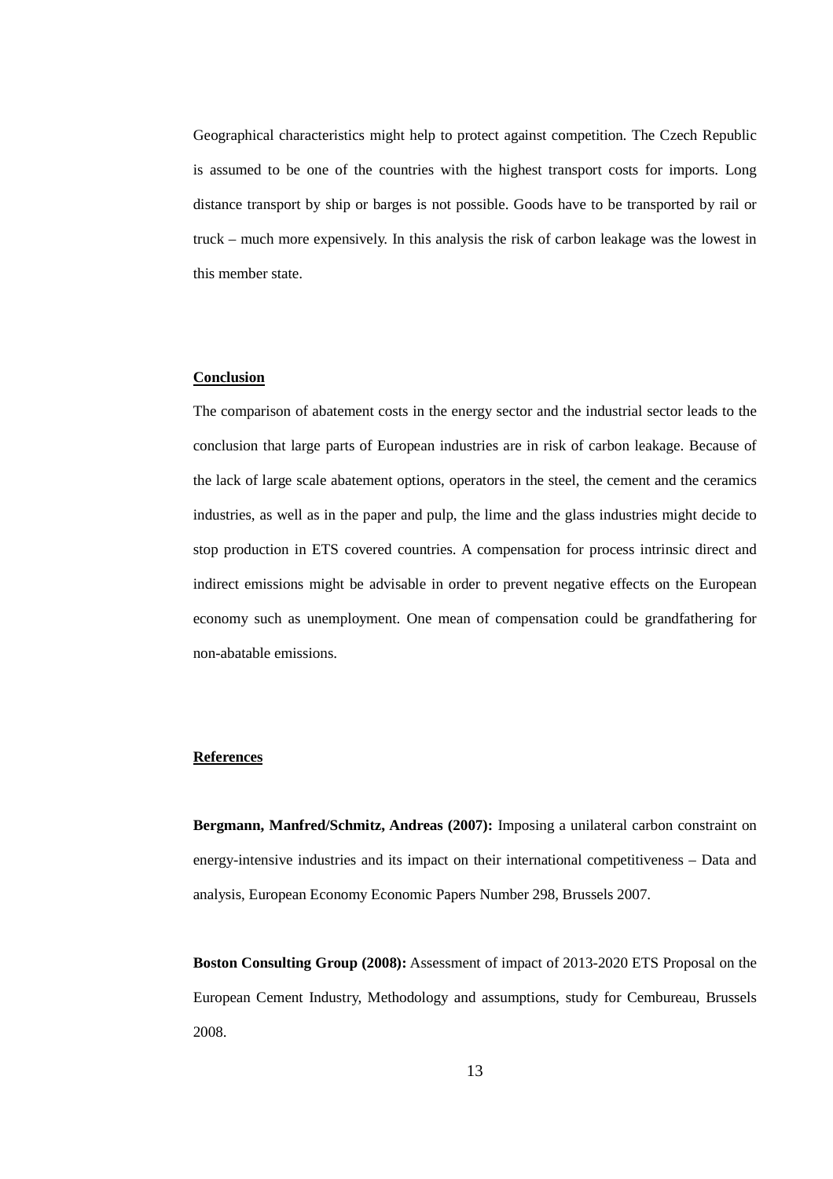Geographical characteristics might help to protect against competition. The Czech Republic is assumed to be one of the countries with the highest transport costs for imports. Long distance transport by ship or barges is not possible. Goods have to be transported by rail or truck – much more expensively. In this analysis the risk of carbon leakage was the lowest in this member state.

## Conclusion

The comparison of abatement costs in the energy sector and the industrial sector leads to the conclusion that large parts of European industries are in risk of carbon leakage. Because of the lack of large scale abatement options, operators in the steel, the cement and the ceramics industries, as well as in the paper and pulp, the lime and the glass industries might decide to stop production in ETS covered countries. A compensation for process intrinsic direct and indirect emissions might be advisable in order to prevent negative effects on the European economy such as unemployment. One mean of compensation could be grandfathering for non-abatable emissions.

## References

**Bergmann, Manfred/Schmitz, Andreas (2007):** Imposing a unilateral carbon constraint on energy-intensive industries and its impact on their international competitiveness – Data and analysis, European Economy Economic Papers Number 298, Brussels 2007.

**Boston Consulting Group (2008):** Assessment of impact of 2013-2020 ETS Proposal on the European Cement Industry, Methodology and assumptions, study for Cembureau, Brussels 2008.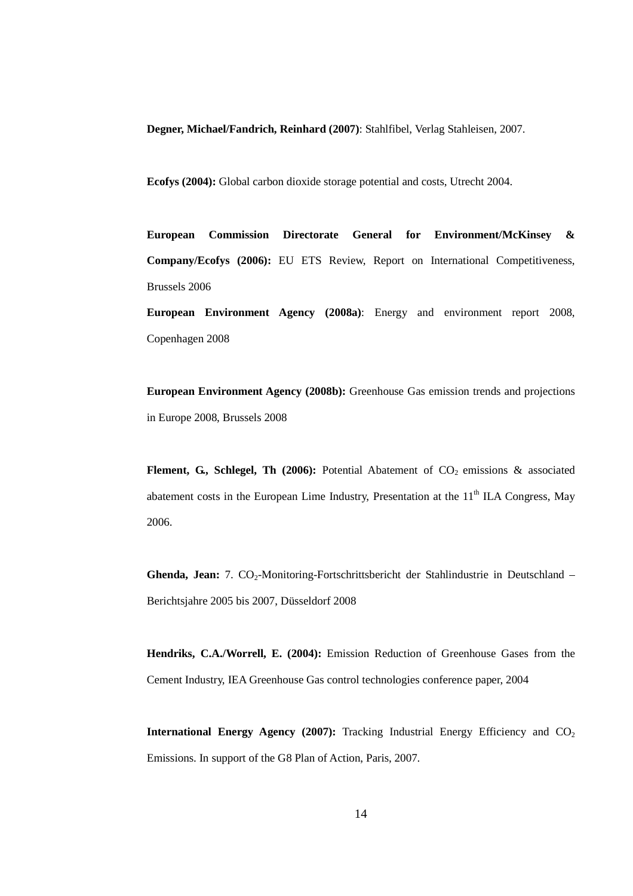**Degner, Michael/Fandrich, Reinhard (2007)**: Stahlfibel, Verlag Stahleisen, 2007.

**Ecofys (2004):** Global carbon dioxide storage potential and costs, Utrecht 2004.

**European Commission Directorate General for Environment/McKinsey & Company/Ecofys (2006):** EU ETS Review, Report on International Competitiveness, Brussels 2006

**European Environment Agency (2008a)**: Energy and environment report 2008, Copenhagen 2008

**European Environment Agency (2008b):** Greenhouse Gas emission trends and projections in Europe 2008, Brussels 2008

**Flement, G., Schlegel, Th (2006):** Potential Abatement of $CO_2$ emissions & associated abatement costs in the European Lime Industry, Presentation at the 11th ILA Congress, May 2006.

**Ghenda, Jean:** 7. $CO_2$-Monitoring-Fortschrittsbericht der Stahlindustrie in Deutschland – Berichtsjahre 2005 bis 2007, Düsseldorf 2008

**Hendriks, C.A./Worrell, E. (2004):** Emission Reduction of Greenhouse Gases from the Cement Industry, IEA Greenhouse Gas control technologies conference paper, 2004

**International Energy Agency (2007):** Tracking Industrial Energy Efficiency and $CO_2$ Emissions. In support of the G8 Plan of Action, Paris, 2007.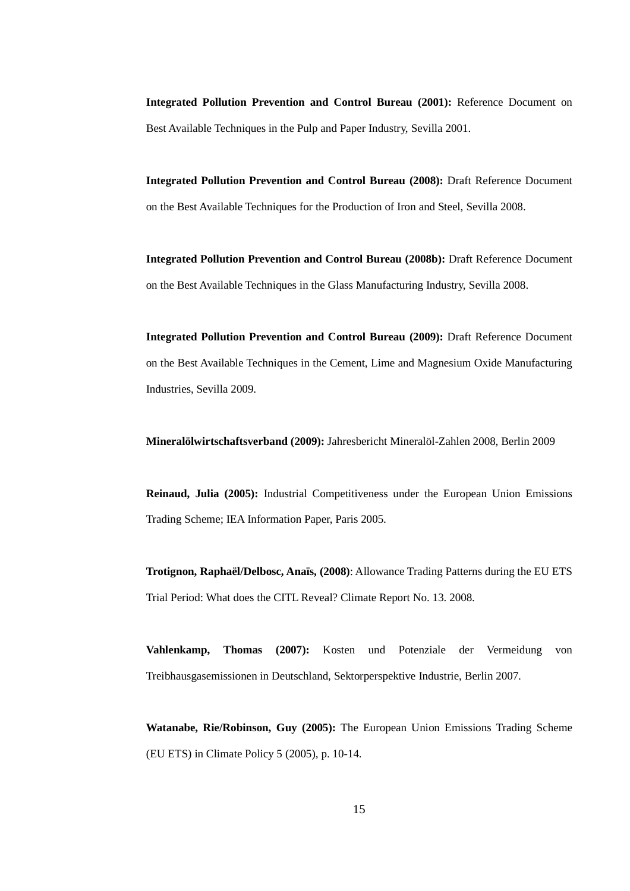**Integrated Pollution Prevention and Control Bureau (2001):** Reference Document on Best Available Techniques in the Pulp and Paper Industry, Sevilla 2001.

**Integrated Pollution Prevention and Control Bureau (2008):** Draft Reference Document on the Best Available Techniques for the Production of Iron and Steel, Sevilla 2008.

**Integrated Pollution Prevention and Control Bureau (2008b):** Draft Reference Document on the Best Available Techniques in the Glass Manufacturing Industry, Sevilla 2008.

**Integrated Pollution Prevention and Control Bureau (2009):** Draft Reference Document on the Best Available Techniques in the Cement, Lime and Magnesium Oxide Manufacturing Industries, Sevilla 2009.

**Mineralölwirtschaftsverband (2009):** Jahresbericht Mineralöl-Zahlen 2008, Berlin 2009

**Reinaud, Julia (2005):** Industrial Competitiveness under the European Union Emissions Trading Scheme; IEA Information Paper, Paris 2005.

**Trotignon, Raphaël/Delbosc, Anaïs, (2008)**: Allowance Trading Patterns during the EU ETS Trial Period: What does the CITL Reveal? Climate Report No. 13. 2008.

**Vahlenkamp, Thomas (2007):** Kosten und Potenziale der Vermeidung von Treibhausgasemissionen in Deutschland, Sektorperspektive Industrie, Berlin 2007.

**Watanabe, Rie/Robinson, Guy (2005):** The European Union Emissions Trading Scheme (EU ETS) in Climate Policy 5 (2005), p. 10-14.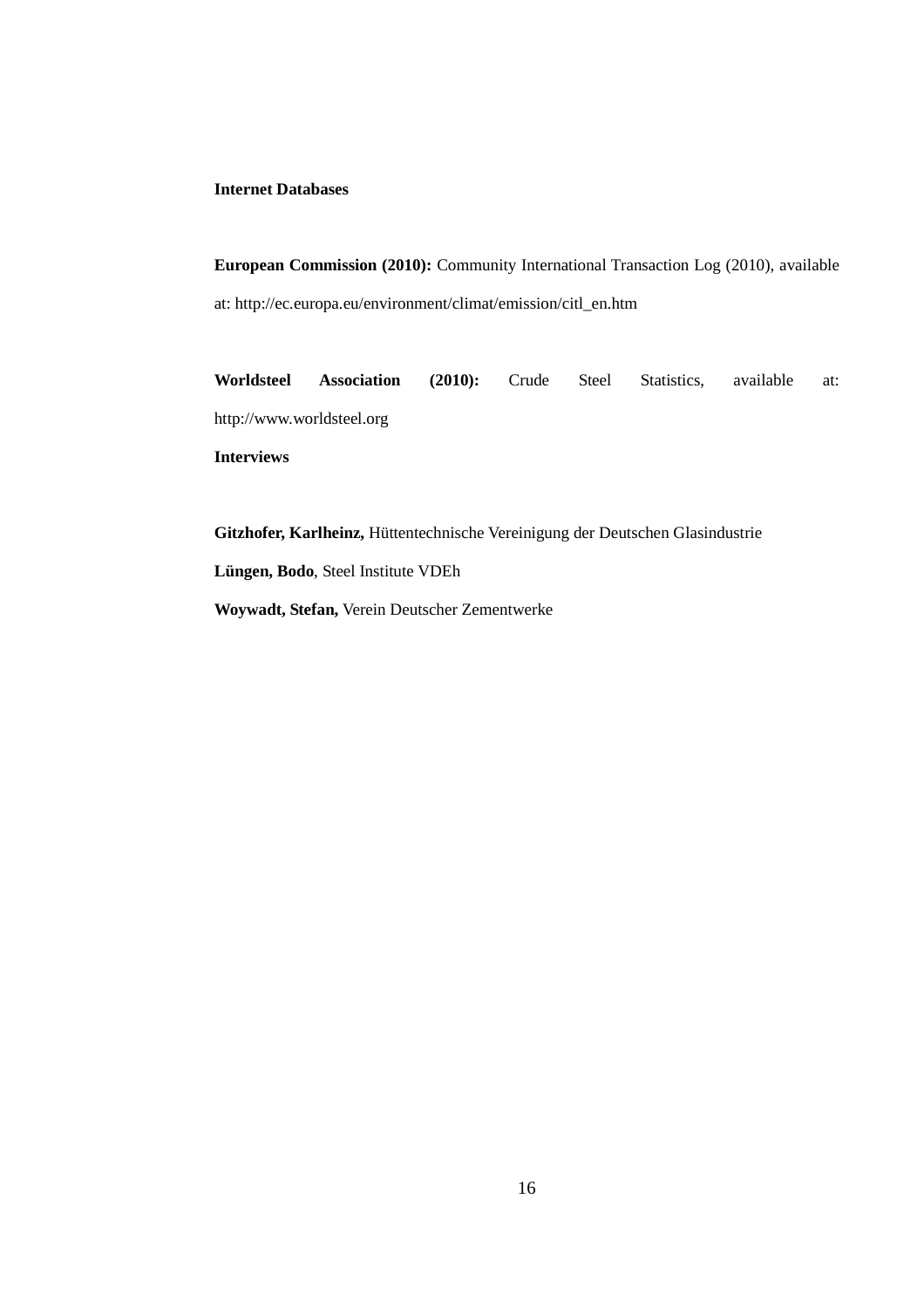**Internet Databases**

**European Commission (2010):** Community International Transaction Log (2010), available at: http://ec.europa.eu/environment/climat/emission/citl_en.htm

**Worldsteel Association (2010):** Crude Steel Statistics, available at: http://www.worldsteel.org

**Interviews**

**Gitzhofer, Karlheinz,** Hüttentechnische Vereinigung der Deutschen Glasindustrie

**Lüngen, Bodo**, Steel Institute VDEh

**Woywadt, Stefan,** Verein Deutscher Zementwerke